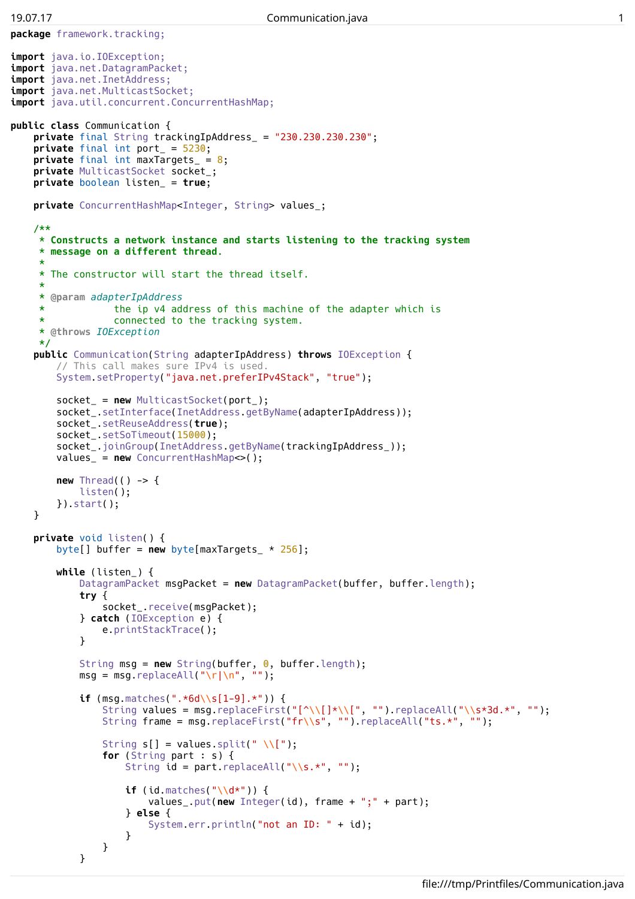```java
package framework.tracking;

import java.io.IOException;
import java.net.DatagramPacket;
import java.net.InetAddress;
import java.net.MulticastSocket;
import java.util.concurrent.ConcurrentHashMap;

public class Communication {
    private final String trackingIpAddress_ = "230.230.230.230";
    private final int port_ = 5230;
    private final int maxTargets_ = 8;
    private MulticastSocket socket_;
    private boolean listen_ = true;

    private ConcurrentHashMap<Integer, String> values_;

    /**
     * Constructs a network instance and starts listening to the tracking system
     * message on a different thread.
     *
     * The constructor will start the thread itself.
     *
     * @param adapterIpAddress
     *            the ip v4 address of this machine of the adapter which is
     *            connected to the tracking system.
     * @throws IOException
     */
    public Communication(String adapterIpAddress) throws IOException {
        // This call makes sure IPv4 is used.
        System.setProperty("java.net.preferIPv4Stack", "true");

        socket_ = new MulticastSocket(port_);
        socket_.setInterface(InetAddress.getByName(adapterIpAddress));
        socket_.setReuseAddress(true);
        socket_.setSoTimeout(15000);
        socket_.joinGroup(InetAddress.getByName(trackingIpAddress_));
        values_ = new ConcurrentHashMap<>();

        new Thread(() -> {
            listen();
        }).start();
    }

    private void listen() {
        byte[] buffer = new byte[maxTargets_ * 256];

        while (listen_) {
            DatagramPacket msgPacket = new DatagramPacket(buffer, buffer.length);
            try {
                socket_.receive(msgPacket);
            } catch (IOException e) {
                e.printStackTrace();
            }

            String msg = new String(buffer, 0, buffer.length);
            msg = msg.replaceAll("\r|\n", "");

            if (msg.matches(".*6d\\s[1-9].*")) {
                String values = msg.replaceFirst("[^\\[]*\\[", "").replaceAll("\\s*3d.*", "");
                String frame = msg.replaceFirst("fr\\s", "").replaceAll("ts.*", "");

                String s[] = values.split(" \\[");
                for (String part : s) {
                    String id = part.replaceAll("\\s.*", "");

                    if (id.matches("\\d*")) {
                        values_.put(new Integer(id), frame + ";" + part);
                    } else {
                        System.err.println("not an ID: " + id);
                    }
                }
            }
```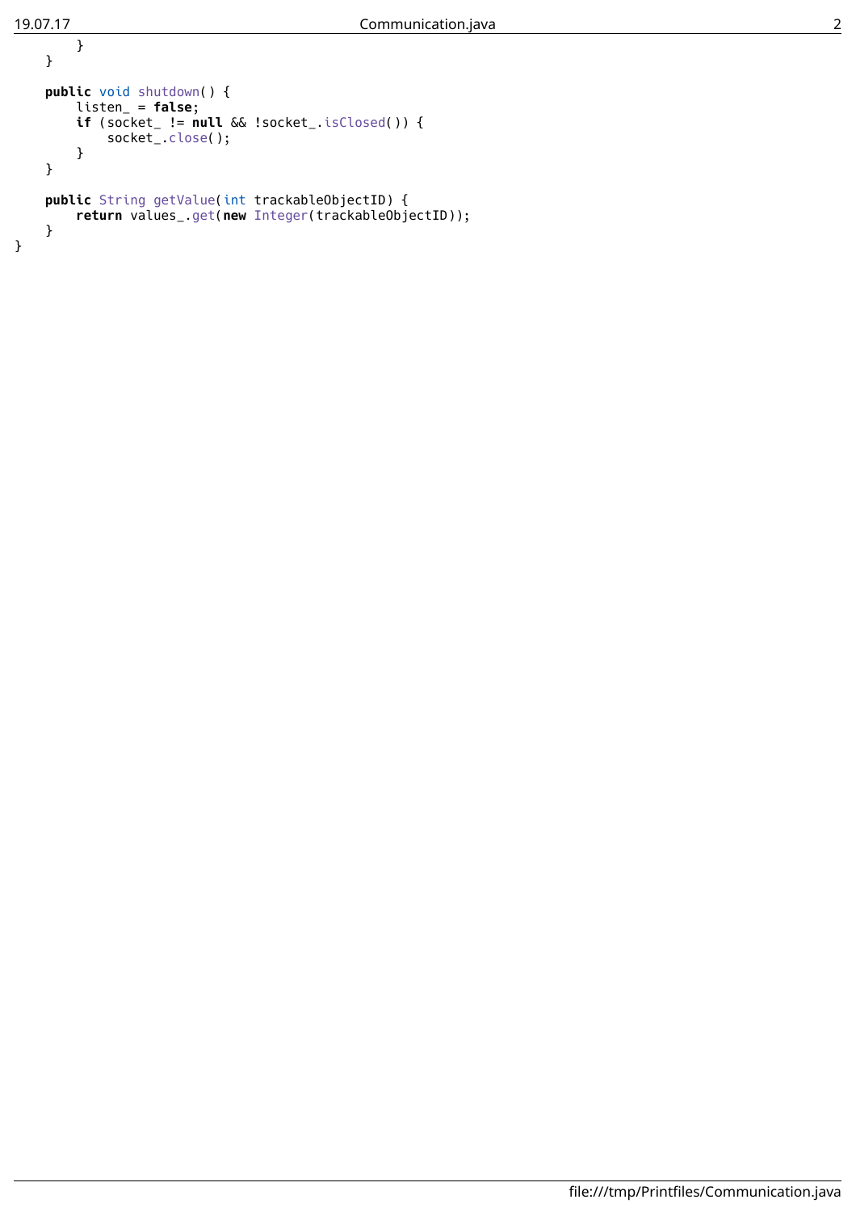```java
        }
    }

    public void shutdown() {
        listen_ = false;
        if (socket_ != null && !socket_.isClosed()) {
            socket_.close();
        }
    }

    public String getValue(int trackableObjectID) {
        return values_.get(new Integer(trackableObjectID));
    }
}
```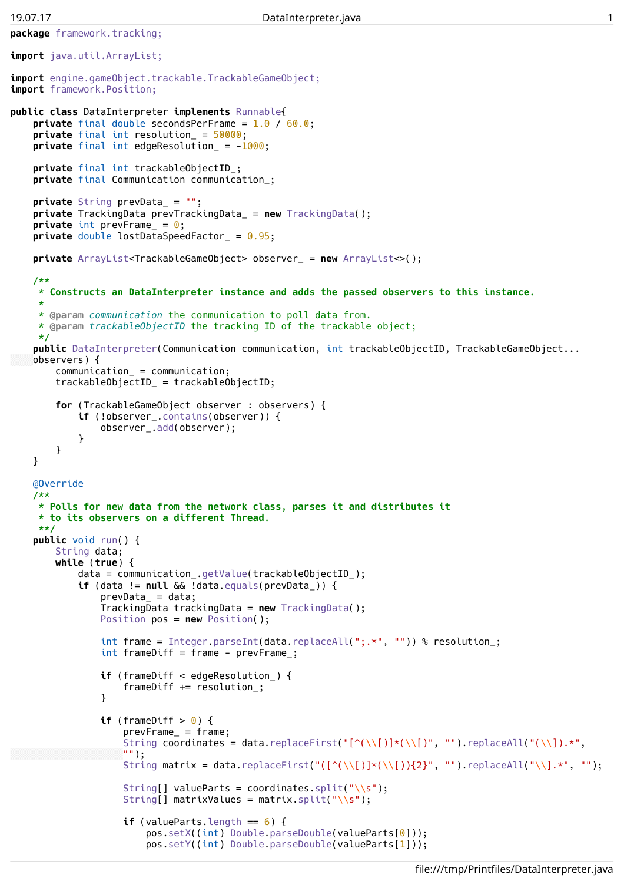```java
package framework.tracking;

import java.util.ArrayList;

import engine.gameObject.trackable.TrackableGameObject;
import framework.Position;

public class DataInterpreter implements Runnable{
    private final double secondsPerFrame = 1.0 / 60.0;
    private final int resolution_ = 50000;
    private final int edgeResolution_ = -1000;

    private final int trackableObjectID_;
    private final Communication communication_;

    private String prevData_ = "";
    private TrackingData prevTrackingData_ = new TrackingData();
    private int prevFrame_ = 0;
    private double lostDataSpeedFactor_ = 0.95;

    private ArrayList<TrackableGameObject> observer_ = new ArrayList<>();

    /**
     * Constructs an DataInterpreter instance and adds the passed observers to this instance.
     *
     * @param communication the communication to poll data from.
     * @param trackableObjectID the tracking ID of the trackable object;
     */
    public DataInterpreter(Communication communication, int trackableObjectID, TrackableGameObject...
observers) {
        communication_ = communication;
        trackableObjectID_ = trackableObjectID;

        for (TrackableGameObject observer : observers) {
            if (!observer_.contains(observer)) {
                observer_.add(observer);
            }
        }
    }

    @Override
    /**
     * Polls for new data from the network class, parses it and distributes it
     * to its observers on a different Thread.
     **/
    public void run() {
        String data;
        while (true) {
            data = communication_.getValue(trackableObjectID_);
            if (data != null && !data.equals(prevData_)) {
                prevData_ = data;
                TrackingData trackingData = new TrackingData();
                Position pos = new Position();

                int frame = Integer.parseInt(data.replaceAll(";.*", "")) % resolution_;
                int frameDiff = frame - prevFrame_;

                if (frameDiff < edgeResolution_) {
                    frameDiff += resolution_;
                }

                if (frameDiff > 0) {
                    prevFrame_ = frame;
                    String coordinates = data.replaceFirst("[^(\\[)]*(\\[)", "").replaceAll("(\\]).*",
"");
                    String matrix = data.replaceFirst("([^(\\[)]*(\\[)){2}", "").replaceAll("\\].*", "");

                    String[] valueParts = coordinates.split("\\s");
                    String[] matrixValues = matrix.split("\\s");

                    if (valueParts.length == 6) {
                        pos.setX((int) Double.parseDouble(valueParts[0]));
                        pos.setY((int) Double.parseDouble(valueParts[1]));
```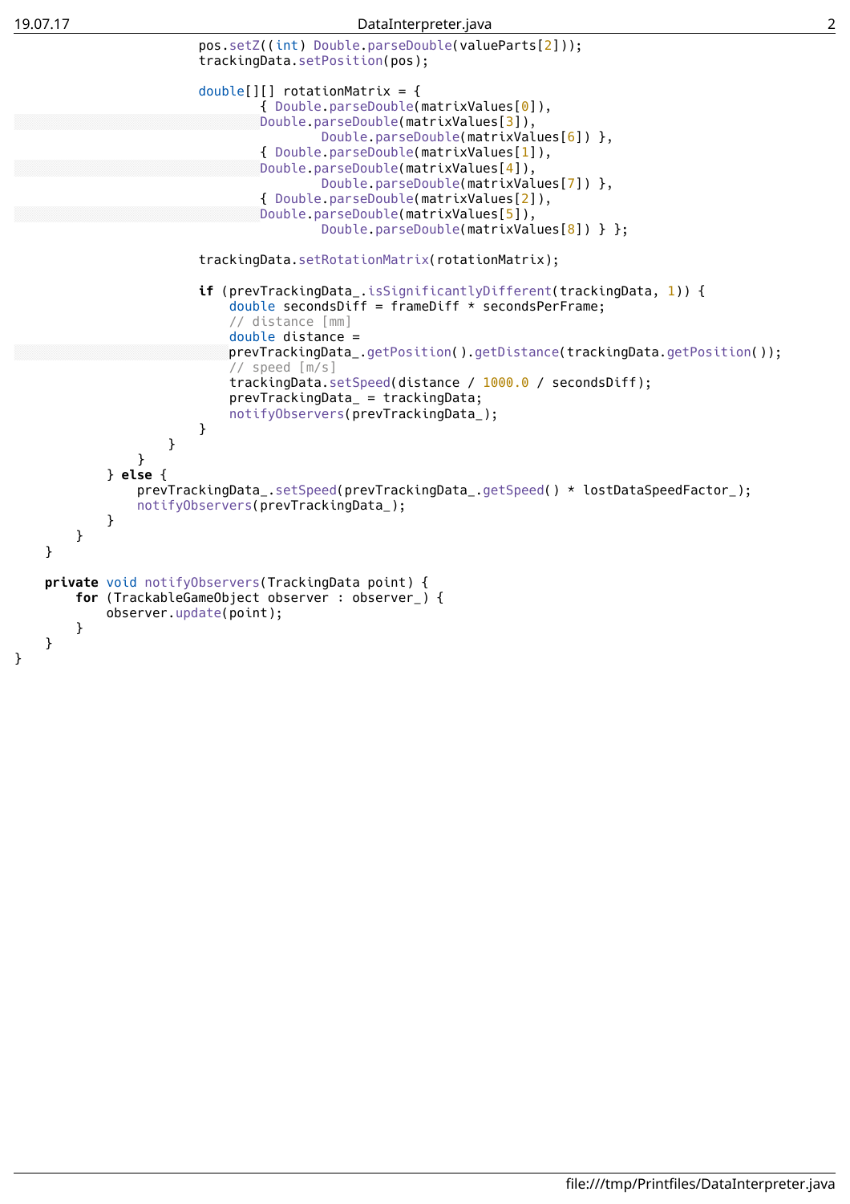```java
                        pos.setZ((int) Double.parseDouble(valueParts[2]));
                        trackingData.setPosition(pos);

                        double[][] rotationMatrix = {
                                { Double.parseDouble(matrixValues[0]),
                                Double.parseDouble(matrixValues[3]),
                                        Double.parseDouble(matrixValues[6]) },
                                { Double.parseDouble(matrixValues[1]),
                                Double.parseDouble(matrixValues[4]),
                                        Double.parseDouble(matrixValues[7]) },
                                { Double.parseDouble(matrixValues[2]),
                                Double.parseDouble(matrixValues[5]),
                                        Double.parseDouble(matrixValues[8]) } };

                        trackingData.setRotationMatrix(rotationMatrix);

                        if (prevTrackingData_.isSignificantlyDifferent(trackingData, 1)) {
                            double secondsDiff = frameDiff * secondsPerFrame;
                            // distance [mm]
                            double distance =
                            prevTrackingData_.getPosition().getDistance(trackingData.getPosition());
                            // speed [m/s]
                            trackingData.setSpeed(distance / 1000.0 / secondsDiff);
                            prevTrackingData_ = trackingData;
                            notifyObservers(prevTrackingData_);
                        }
                    }
                }
            } else {
                prevTrackingData_.setSpeed(prevTrackingData_.getSpeed() * lostDataSpeedFactor_);
                notifyObservers(prevTrackingData_);
            }
        }
    }

    private void notifyObservers(TrackingData point) {
        for (TrackableGameObject observer : observer_) {
            observer.update(point);
        }
    }
}
```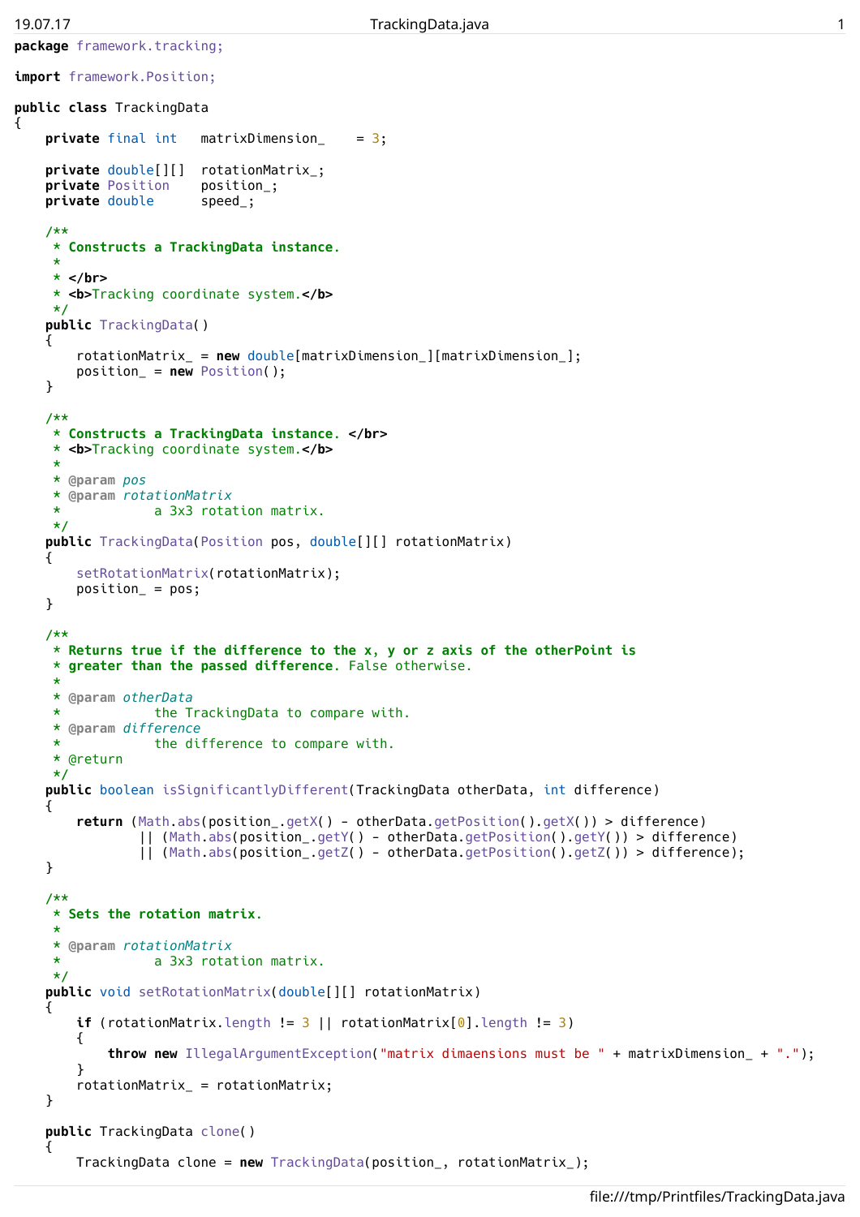```java
package framework.tracking;

import framework.Position;

public class TrackingData
{
    private final int   matrixDimension_    = 3;

    private double[][]  rotationMatrix_;
    private Position    position_;
    private double      speed_;

    /**
     * Constructs a TrackingData instance.
     *
     * </br>
     * <b>Tracking coordinate system.</b>
     */
    public TrackingData()
    {
        rotationMatrix_ = new double[matrixDimension_][matrixDimension_];
        position_ = new Position();
    }

    /**
     * Constructs a TrackingData instance. </br>
     * <b>Tracking coordinate system.</b>
     *
     * @param pos
     * @param rotationMatrix
     *            a 3x3 rotation matrix.
     */
    public TrackingData(Position pos, double[][] rotationMatrix)
    {
        setRotationMatrix(rotationMatrix);
        position_ = pos;
    }

    /**
     * Returns true if the difference to the x, y or z axis of the otherPoint is
     * greater than the passed difference. False otherwise.
     *
     * @param otherData
     *            the TrackingData to compare with.
     * @param difference
     *            the difference to compare with.
     * @return
     */
    public boolean isSignificantlyDifferent(TrackingData otherData, int difference)
    {
        return (Math.abs(position_.getX() - otherData.getPosition().getX()) > difference)
                || (Math.abs(position_.getY() - otherData.getPosition().getY()) > difference)
                || (Math.abs(position_.getZ() - otherData.getPosition().getZ()) > difference);
    }

    /**
     * Sets the rotation matrix.
     *
     * @param rotationMatrix
     *            a 3x3 rotation matrix.
     */
    public void setRotationMatrix(double[][] rotationMatrix)
    {
        if (rotationMatrix.length != 3 || rotationMatrix[0].length != 3)
        {
            throw new IllegalArgumentException("matrix dimaensions must be " + matrixDimension_ + ".");
        }
        rotationMatrix_ = rotationMatrix;
    }

    public TrackingData clone()
    {
        TrackingData clone = new TrackingData(position_, rotationMatrix_);
```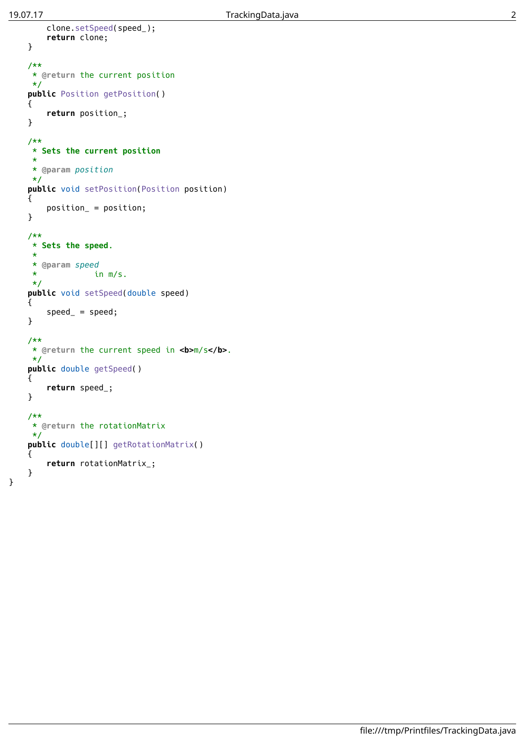```java
        clone.setSpeed(speed_);
        return clone;
    }

    /**
     * @return the current position
     */
    public Position getPosition()
    {
        return position_;
    }

    /**
     * Sets the current position
     *
     * @param position
     */
    public void setPosition(Position position)
    {
        position_ = position;
    }

    /**
     * Sets the speed.
     *
     * @param speed
     *            in m/s.
     */
    public void setSpeed(double speed)
    {
        speed_ = speed;
    }

    /**
     * @return the current speed in <b>m/s</b>.
     */
    public double getSpeed()
    {
        return speed_;
    }

    /**
     * @return the rotationMatrix
     */
    public double[][] getRotationMatrix()
    {
        return rotationMatrix_;
    }
}
```